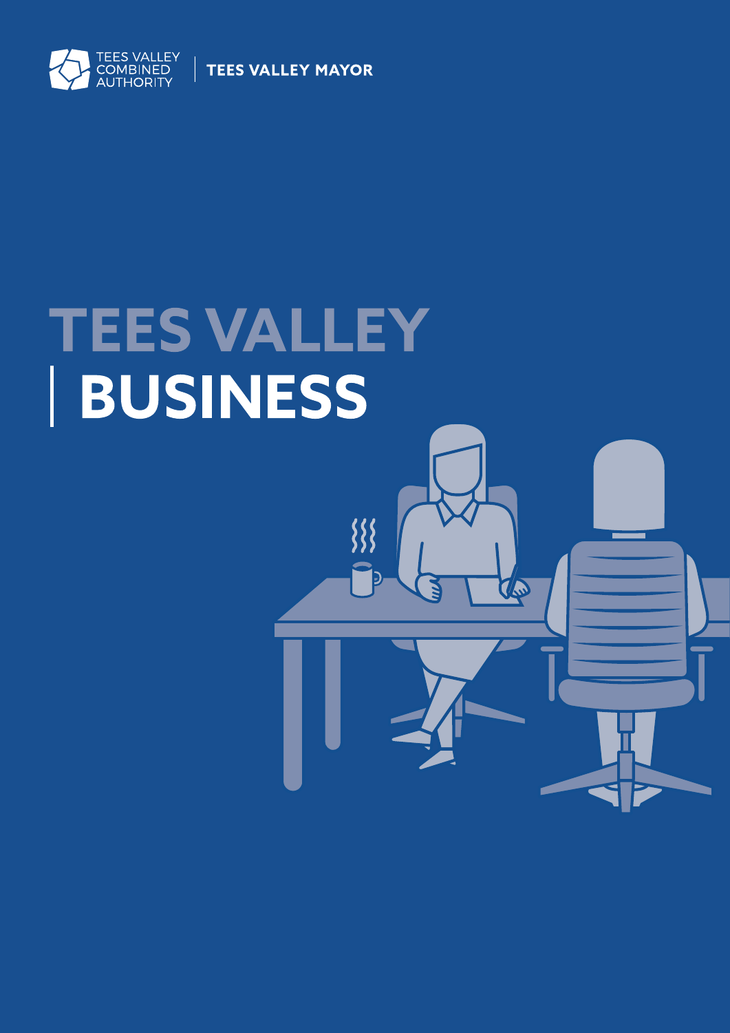TEES VALLEY COMBINED AUTHORITY | TEES VALLEY MAYOR

# TEES VALLEY BUSINESS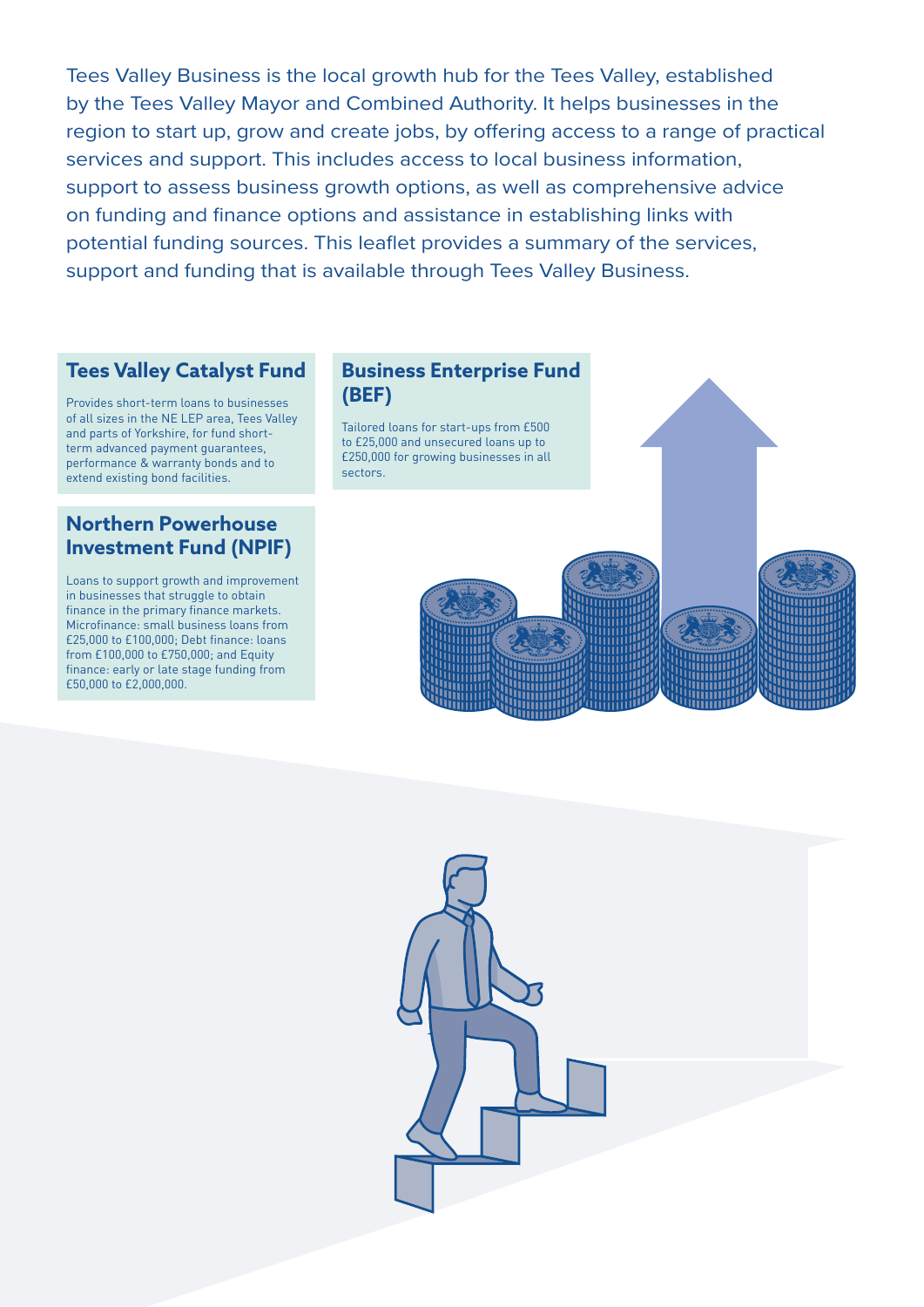Tees Valley Business is the local growth hub for the Tees Valley, established by the Tees Valley Mayor and Combined Authority. It helps businesses in the region to start up, grow and create jobs, by offering access to a range of practical services and support. This includes access to local business information, support to assess business growth options, as well as comprehensive advice on funding and finance options and assistance in establishing links with potential funding sources. This leaflet provides a summary of the services, support and funding that is available through Tees Valley Business.

## Tees Valley Catalyst Fund

Provides short-term loans to businesses of all sizes in the NE LEP area, Tees Valley and parts of Yorkshire, for fund short-term advanced payment guarantees, performance & warranty bonds and to extend existing bond facilities.

## Northern Powerhouse Investment Fund (NPIF)

Loans to support growth and improvement in businesses that struggle to obtain finance in the primary finance markets. Microfinance: small business loans from £25,000 to £100,000; Debt finance: loans from £100,000 to £750,000; and Equity finance: early or late stage funding from £50,000 to £2,000,000.

## Business Enterprise Fund (BEF)

Tailored loans for start-ups from £500 to £25,000 and unsecured loans up to £250,000 for growing businesses in all sectors.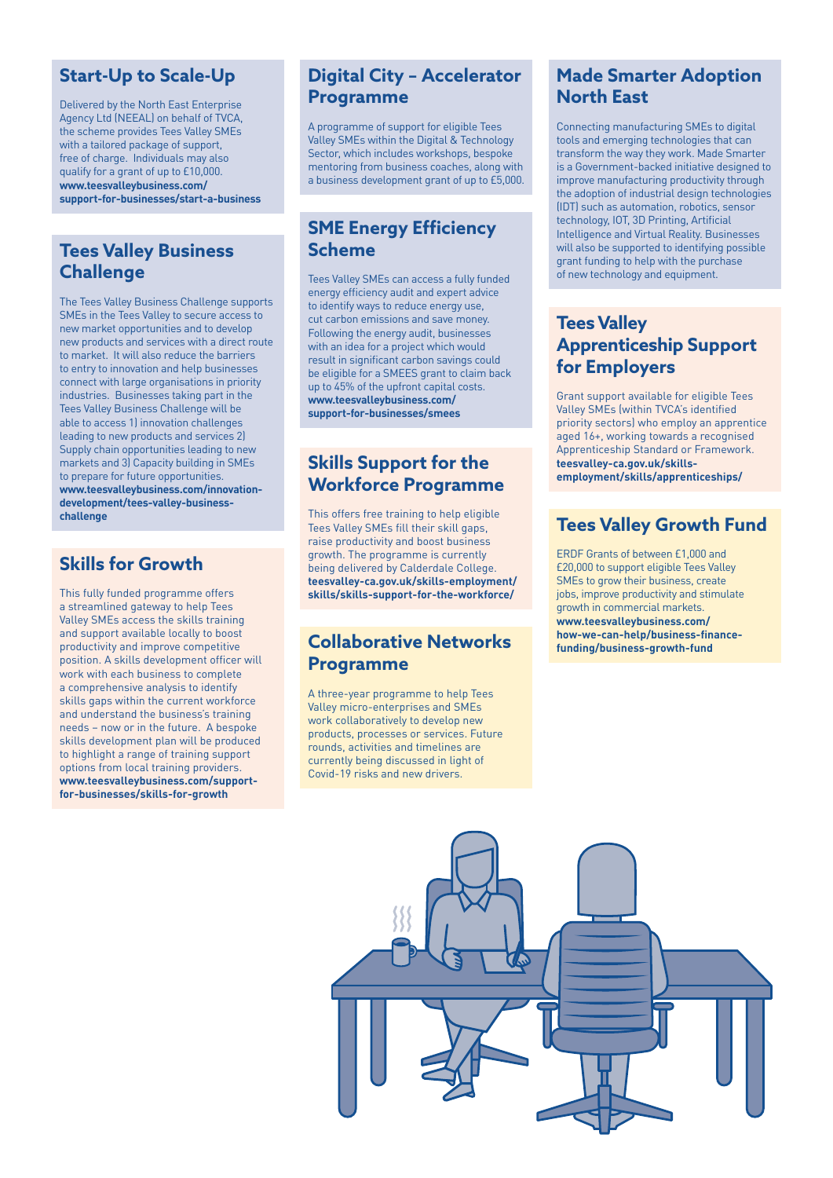## Start-Up to Scale-Up

Delivered by the North East Enterprise Agency Ltd (NEEAL) on behalf of TVCA, the scheme provides Tees Valley SMEs with a tailored package of support, free of charge. Individuals may also qualify for a grant of up to £10,000.
**www.teesvalleybusiness.com/support-for-businesses/start-a-business**

## Tees Valley Business Challenge

The Tees Valley Business Challenge supports SMEs in the Tees Valley to secure access to new market opportunities and to develop new products and services with a direct route to market. It will also reduce the barriers to entry to innovation and help businesses connect with large organisations in priority industries. Businesses taking part in the Tees Valley Business Challenge will be able to access 1) innovation challenges leading to new products and services 2) Supply chain opportunities leading to new markets and 3) Capacity building in SMEs to prepare for future opportunities.
**www.teesvalleybusiness.com/innovation-development/tees-valley-business-challenge**

## Skills for Growth

This fully funded programme offers a streamlined gateway to help Tees Valley SMEs access the skills training and support available locally to boost productivity and improve competitive position. A skills development officer will work with each business to complete a comprehensive analysis to identify skills gaps within the current workforce and understand the business's training needs – now or in the future. A bespoke skills development plan will be produced to highlight a range of training support options from local training providers.
**www.teesvalleybusiness.com/support-for-businesses/skills-for-growth**

## Digital City – Accelerator Programme

A programme of support for eligible Tees Valley SMEs within the Digital & Technology Sector, which includes workshops, bespoke mentoring from business coaches, along with a business development grant of up to £5,000.

## SME Energy Efficiency Scheme

Tees Valley SMEs can access a fully funded energy efficiency audit and expert advice to identify ways to reduce energy use, cut carbon emissions and save money. Following the energy audit, businesses with an idea for a project which would result in significant carbon savings could be eligible for a SMEES grant to claim back up to 45% of the upfront capital costs.
**www.teesvalleybusiness.com/support-for-businesses/smees**

## Skills Support for the Workforce Programme

This offers free training to help eligible Tees Valley SMEs fill their skill gaps, raise productivity and boost business growth. The programme is currently being delivered by Calderdale College.
**teesvalley-ca.gov.uk/skills-employment/skills/skills-support-for-the-workforce/**

## Collaborative Networks Programme

A three-year programme to help Tees Valley micro-enterprises and SMEs work collaboratively to develop new products, processes or services. Future rounds, activities and timelines are currently being discussed in light of Covid-19 risks and new drivers.

## Made Smarter Adoption North East

Connecting manufacturing SMEs to digital tools and emerging technologies that can transform the way they work. Made Smarter is a Government-backed initiative designed to improve manufacturing productivity through the adoption of industrial design technologies (IDT) such as automation, robotics, sensor technology, IOT, 3D Printing, Artificial Intelligence and Virtual Reality. Businesses will also be supported to identifying possible grant funding to help with the purchase of new technology and equipment.

## Tees Valley Apprenticeship Support for Employers

Grant support available for eligible Tees Valley SMEs (within TVCA's identified priority sectors) who employ an apprentice aged 16+, working towards a recognised Apprenticeship Standard or Framework.
**teesvalley-ca.gov.uk/skills-employment/skills/apprenticeships/**

## Tees Valley Growth Fund

ERDF Grants of between £1,000 and £20,000 to support eligible Tees Valley SMEs to grow their business, create jobs, improve productivity and stimulate growth in commercial markets.
**www.teesvalleybusiness.com/how-we-can-help/business-finance-funding/business-growth-fund**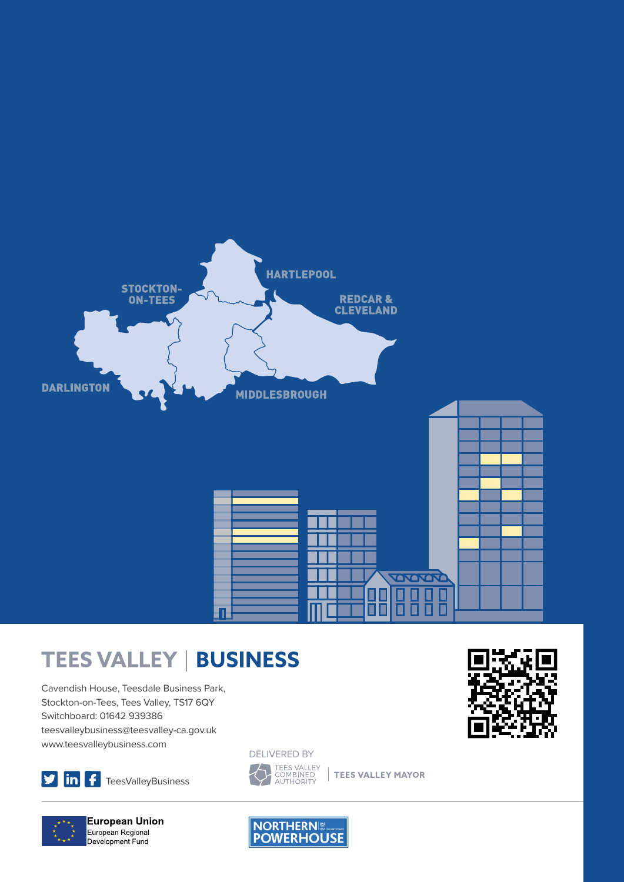STOCKTON-ON-TEES

HARTLEPOOL

REDCAR & CLEVELAND

DARLINGTON

MIDDLESBROUGH

# TEES VALLEY | BUSINESS

Cavendish House, Teesdale Business Park,
Stockton-on-Tees, Tees Valley, TS17 6QY
Switchboard: 01642 939386
teesvalleybusiness@teesvalley-ca.gov.uk
www.teesvalleybusiness.com

TeesValleyBusiness

DELIVERED BY

TEES VALLEY COMBINED AUTHORITY | TEES VALLEY MAYOR

**European Union**
European Regional
Development Fund

NORTHERN POWERHOUSE
HM Government